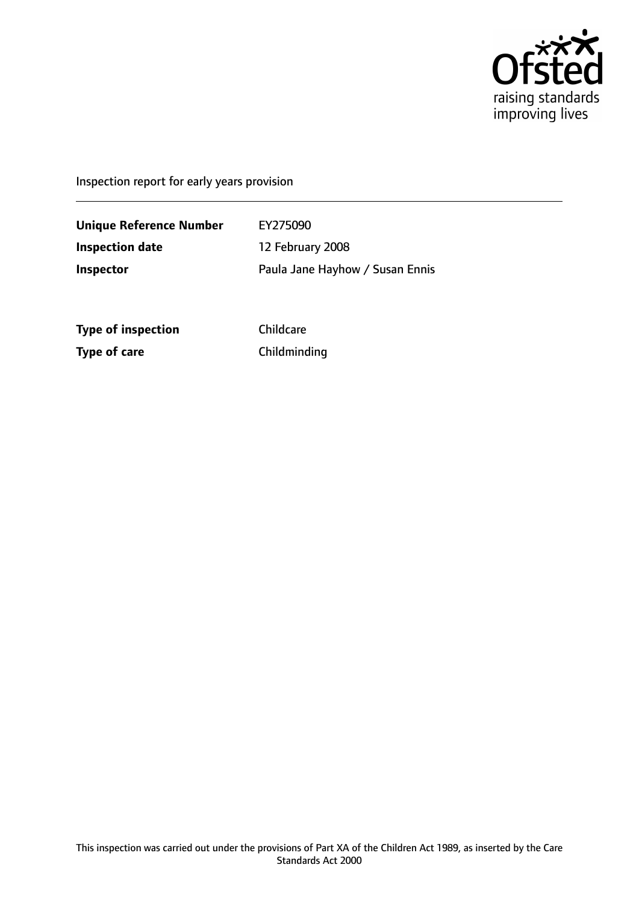Ofsted
raising standards
improving lives

Inspection report for early years provision

| | |
|---|---|
| **Unique Reference Number** | EY275090 |
| **Inspection date** | 12 February 2008 |
| **Inspector** | Paula Jane Hayhow / Susan Ennis |

| | |
|---|---|
| **Type of inspection** | Childcare |
| **Type of care** | Childminding |

This inspection was carried out under the provisions of Part XA of the Children Act 1989, as inserted by the Care Standards Act 2000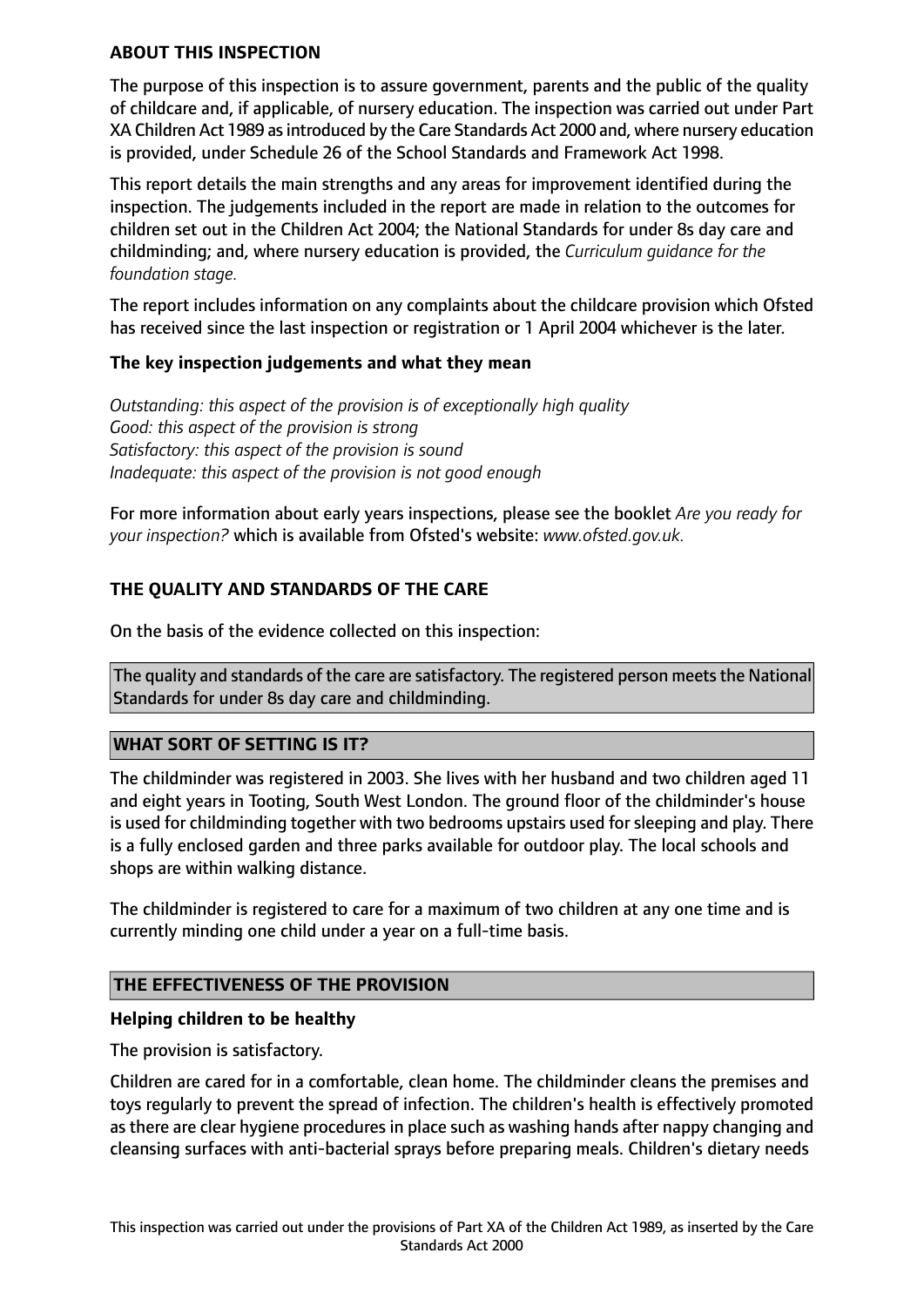**ABOUT THIS INSPECTION**

The purpose of this inspection is to assure government, parents and the public of the quality of childcare and, if applicable, of nursery education. The inspection was carried out under Part XA Children Act 1989 as introduced by the Care Standards Act 2000 and, where nursery education is provided, under Schedule 26 of the School Standards and Framework Act 1998.

This report details the main strengths and any areas for improvement identified during the inspection. The judgements included in the report are made in relation to the outcomes for children set out in the Children Act 2004; the National Standards for under 8s day care and childminding; and, where nursery education is provided, the *Curriculum guidance for the foundation stage.*

The report includes information on any complaints about the childcare provision which Ofsted has received since the last inspection or registration or 1 April 2004 whichever is the later.

**The key inspection judgements and what they mean**

*Outstanding: this aspect of the provision is of exceptionally high quality*
*Good: this aspect of the provision is strong*
*Satisfactory: this aspect of the provision is sound*
*Inadequate: this aspect of the provision is not good enough*

For more information about early years inspections, please see the booklet *Are you ready for your inspection?* which is available from Ofsted's website: *www.ofsted.gov.uk.*

## THE QUALITY AND STANDARDS OF THE CARE

On the basis of the evidence collected on this inspection:

The quality and standards of the care are satisfactory. The registered person meets the National Standards for under 8s day care and childminding.

## WHAT SORT OF SETTING IS IT?

The childminder was registered in 2003. She lives with her husband and two children aged 11 and eight years in Tooting, South West London. The ground floor of the childminder's house is used for childminding together with two bedrooms upstairs used for sleeping and play. There is a fully enclosed garden and three parks available for outdoor play. The local schools and shops are within walking distance.

The childminder is registered to care for a maximum of two children at any one time and is currently minding one child under a year on a full-time basis.

## THE EFFECTIVENESS OF THE PROVISION

**Helping children to be healthy**

The provision is satisfactory.

Children are cared for in a comfortable, clean home. The childminder cleans the premises and toys regularly to prevent the spread of infection. The children's health is effectively promoted as there are clear hygiene procedures in place such as washing hands after nappy changing and cleansing surfaces with anti-bacterial sprays before preparing meals. Children's dietary needs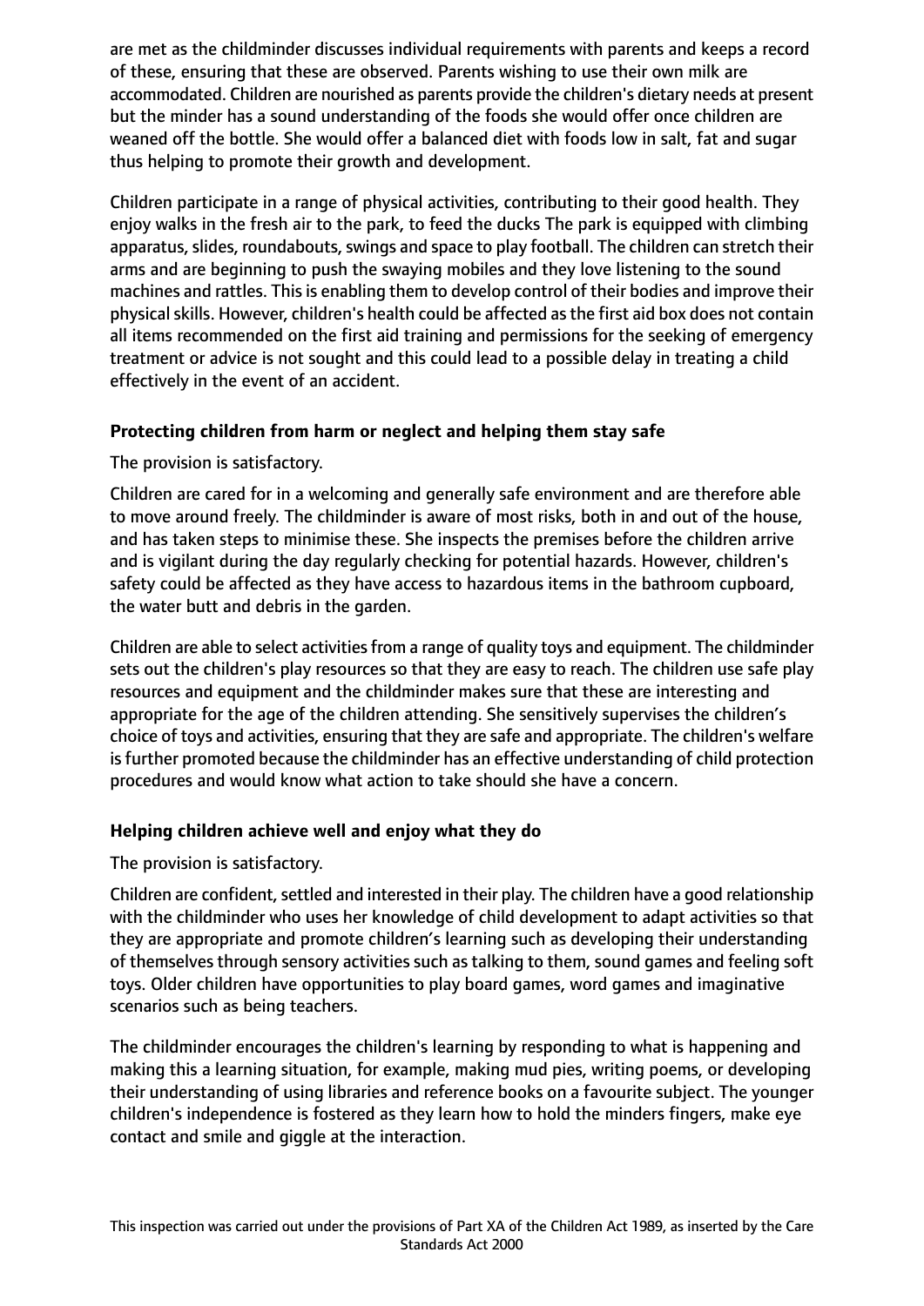are met as the childminder discusses individual requirements with parents and keeps a record of these, ensuring that these are observed. Parents wishing to use their own milk are accommodated. Children are nourished as parents provide the children's dietary needs at present but the minder has a sound understanding of the foods she would offer once children are weaned off the bottle. She would offer a balanced diet with foods low in salt, fat and sugar thus helping to promote their growth and development.

Children participate in a range of physical activities, contributing to their good health. They enjoy walks in the fresh air to the park, to feed the ducks The park is equipped with climbing apparatus, slides, roundabouts, swings and space to play football. The children can stretch their arms and are beginning to push the swaying mobiles and they love listening to the sound machines and rattles. This is enabling them to develop control of their bodies and improve their physical skills. However, children's health could be affected as the first aid box does not contain all items recommended on the first aid training and permissions for the seeking of emergency treatment or advice is not sought and this could lead to a possible delay in treating a child effectively in the event of an accident.

**Protecting children from harm or neglect and helping them stay safe**

The provision is satisfactory.

Children are cared for in a welcoming and generally safe environment and are therefore able to move around freely. The childminder is aware of most risks, both in and out of the house, and has taken steps to minimise these. She inspects the premises before the children arrive and is vigilant during the day regularly checking for potential hazards. However, children's safety could be affected as they have access to hazardous items in the bathroom cupboard, the water butt and debris in the garden.

Children are able to select activities from a range of quality toys and equipment. The childminder sets out the children's play resources so that they are easy to reach. The children use safe play resources and equipment and the childminder makes sure that these are interesting and appropriate for the age of the children attending. She sensitively supervises the children's choice of toys and activities, ensuring that they are safe and appropriate. The children's welfare is further promoted because the childminder has an effective understanding of child protection procedures and would know what action to take should she have a concern.

**Helping children achieve well and enjoy what they do**

The provision is satisfactory.

Children are confident, settled and interested in their play. The children have a good relationship with the childminder who uses her knowledge of child development to adapt activities so that they are appropriate and promote children's learning such as developing their understanding of themselves through sensory activities such as talking to them, sound games and feeling soft toys. Older children have opportunities to play board games, word games and imaginative scenarios such as being teachers.

The childminder encourages the children's learning by responding to what is happening and making this a learning situation, for example, making mud pies, writing poems, or developing their understanding of using libraries and reference books on a favourite subject. The younger children's independence is fostered as they learn how to hold the minders fingers, make eye contact and smile and giggle at the interaction.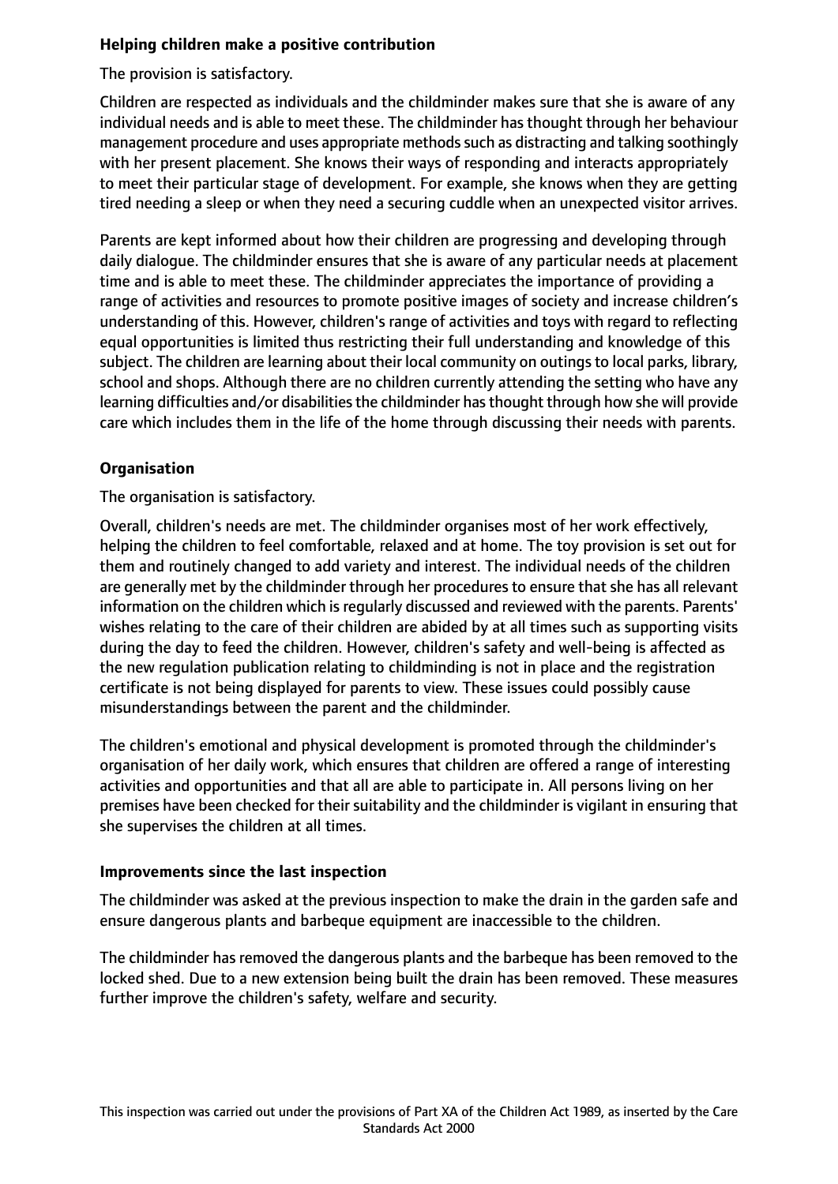**Helping children make a positive contribution**

The provision is satisfactory.

Children are respected as individuals and the childminder makes sure that she is aware of any individual needs and is able to meet these. The childminder has thought through her behaviour management procedure and uses appropriate methods such as distracting and talking soothingly with her present placement. She knows their ways of responding and interacts appropriately to meet their particular stage of development. For example, she knows when they are getting tired needing a sleep or when they need a securing cuddle when an unexpected visitor arrives.

Parents are kept informed about how their children are progressing and developing through daily dialogue. The childminder ensures that she is aware of any particular needs at placement time and is able to meet these. The childminder appreciates the importance of providing a range of activities and resources to promote positive images of society and increase children's understanding of this. However, children's range of activities and toys with regard to reflecting equal opportunities is limited thus restricting their full understanding and knowledge of this subject. The children are learning about their local community on outings to local parks, library, school and shops. Although there are no children currently attending the setting who have any learning difficulties and/or disabilities the childminder has thought through how she will provide care which includes them in the life of the home through discussing their needs with parents.

**Organisation**

The organisation is satisfactory.

Overall, children's needs are met. The childminder organises most of her work effectively, helping the children to feel comfortable, relaxed and at home. The toy provision is set out for them and routinely changed to add variety and interest. The individual needs of the children are generally met by the childminder through her procedures to ensure that she has all relevant information on the children which is regularly discussed and reviewed with the parents. Parents' wishes relating to the care of their children are abided by at all times such as supporting visits during the day to feed the children. However, children's safety and well-being is affected as the new regulation publication relating to childminding is not in place and the registration certificate is not being displayed for parents to view. These issues could possibly cause misunderstandings between the parent and the childminder.

The children's emotional and physical development is promoted through the childminder's organisation of her daily work, which ensures that children are offered a range of interesting activities and opportunities and that all are able to participate in. All persons living on her premises have been checked for their suitability and the childminder is vigilant in ensuring that she supervises the children at all times.

**Improvements since the last inspection**

The childminder was asked at the previous inspection to make the drain in the garden safe and ensure dangerous plants and barbeque equipment are inaccessible to the children.

The childminder has removed the dangerous plants and the barbeque has been removed to the locked shed. Due to a new extension being built the drain has been removed. These measures further improve the children's safety, welfare and security.

This inspection was carried out under the provisions of Part XA of the Children Act 1989, as inserted by the Care Standards Act 2000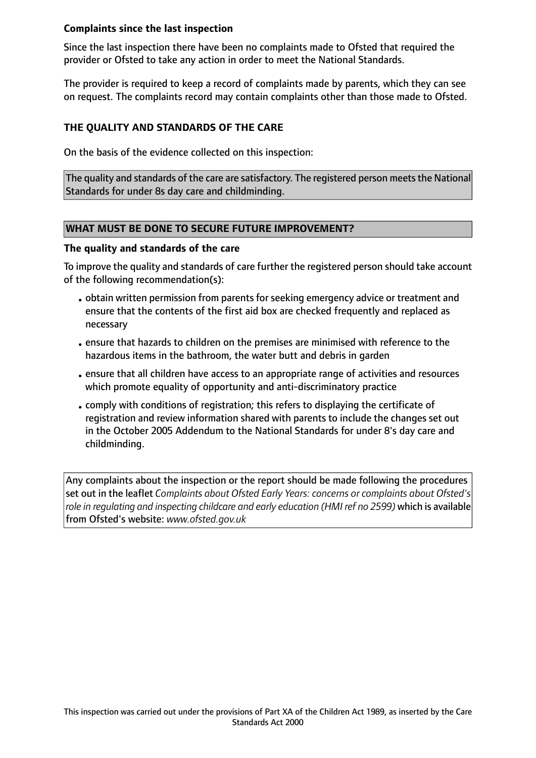**Complaints since the last inspection**

Since the last inspection there have been no complaints made to Ofsted that required the provider or Ofsted to take any action in order to meet the National Standards.

The provider is required to keep a record of complaints made by parents, which they can see on request. The complaints record may contain complaints other than those made to Ofsted.

## THE QUALITY AND STANDARDS OF THE CARE

On the basis of the evidence collected on this inspection:

The quality and standards of the care are satisfactory. The registered person meets the National Standards for under 8s day care and childminding.

## WHAT MUST BE DONE TO SECURE FUTURE IMPROVEMENT?

**The quality and standards of the care**

To improve the quality and standards of care further the registered person should take account of the following recommendation(s):

- obtain written permission from parents for seeking emergency advice or treatment and ensure that the contents of the first aid box are checked frequently and replaced as necessary
- ensure that hazards to children on the premises are minimised with reference to the hazardous items in the bathroom, the water butt and debris in garden
- ensure that all children have access to an appropriate range of activities and resources which promote equality of opportunity and anti-discriminatory practice
- comply with conditions of registration; this refers to displaying the certificate of registration and review information shared with parents to include the changes set out in the October 2005 Addendum to the National Standards for under 8's day care and childminding.

Any complaints about the inspection or the report should be made following the procedures set out in the leaflet *Complaints about Ofsted Early Years: concerns or complaints about Ofsted's role in regulating and inspecting childcare and early education (HMI ref no 2599)* which is available from Ofsted's website: *www.ofsted.gov.uk*

This inspection was carried out under the provisions of Part XA of the Children Act 1989, as inserted by the Care Standards Act 2000